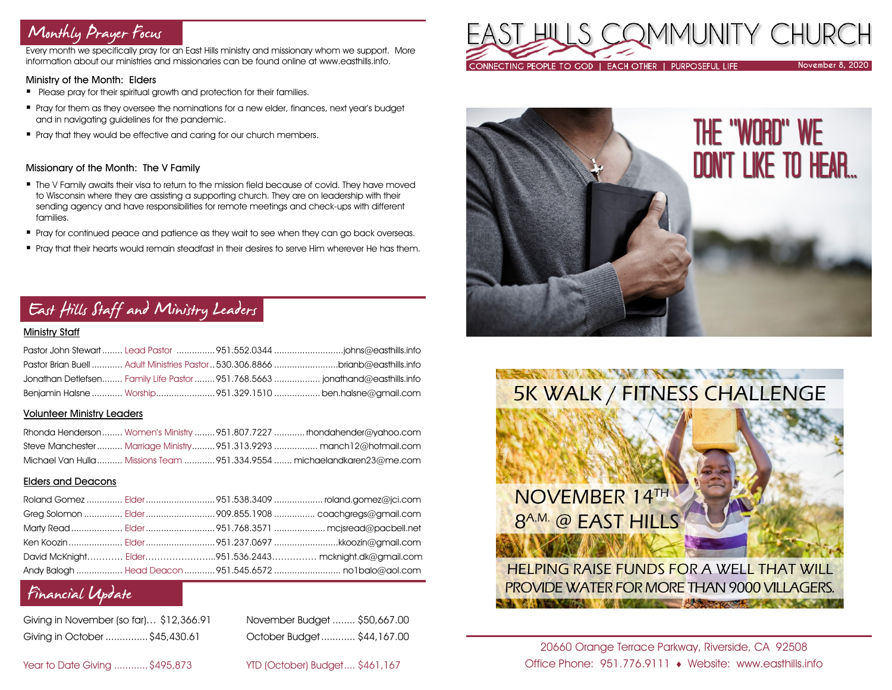# EAST HILLS COMMUNITY CHURCH

CONNECTING PEOPLE TO GOD | EACH OTHER | PURPOSEFUL LIFE

November 8, 2020

THE "WORD" WE DON'T LIKE TO HEAR...

## 5K WALK / FITNESS CHALLENGE

NOVEMBER 14TH
8 A.M. @ EAST HILLS

HELPING RAISE FUNDS FOR A WELL THAT WILL PROVIDE WATER FOR MORE THAN 9000 VILLAGERS.

20660 Orange Terrace Parkway, Riverside, CA 92508
Office Phone: 951.776.9111 ♦ Website: www.easthills.info

## Monthly Prayer Focus

Every month we specifically pray for an East Hills ministry and missionary whom we support. More information about our ministries and missionaries can be found online at www.easthills.info.

### Ministry of the Month: Elders

- Please pray for their spiritual growth and protection for their families.
- Pray for them as they oversee the nominations for a new elder, finances, next year's budget and in navigating guidelines for the pandemic.
- Pray that they would be effective and caring for our church members.

### Missionary of the Month: The V Family

- The V Family awaits their visa to return to the mission field because of covid. They have moved to Wisconsin where they are assisting a supporting church. They are on leadership with their sending agency and have responsibilities for remote meetings and check-ups with different families.
- Pray for continued peace and patience as they wait to see when they can go back overseas.
- Pray that their hearts would remain steadfast in their desires to serve Him wherever He has them.

## East Hills Staff and Ministry Leaders

### Ministry Staff

| Name | Role | Phone | Email |
|---|---|---|---|
| Pastor John Stewart | Lead Pastor | 951.552.0344 | johns@easthills.info |
| Pastor Brian Buell | Adult Ministries Pastor | 530.306.8866 | brianb@easthills.info |
| Jonathan Detlefsen | Family Life Pastor | 951.768.5663 | jonathand@easthills.info |
| Benjamin Halsne | Worship | 951.329.1510 | ben.halsne@gmail.com |

### Volunteer Ministry Leaders

| Name | Role | Phone | Email |
|---|---|---|---|
| Rhonda Henderson | Women's Ministry | 951.807.7227 | rhondahender@yahoo.com |
| Steve Manchester | Marriage Ministry | 951.313.9293 | manch12@hotmail.com |
| Michael Van Hulla | Missions Team | 951.334.9554 | michaelandkaren23@me.com |

### Elders and Deacons

| Name | Role | Phone | Email |
|---|---|---|---|
| Roland Gomez | Elder | 951.538.3409 | roland.gomez@jci.com |
| Greg Solomon | Elder | 909.855.1908 | coachgregs@gmail.com |
| Marty Read | Elder | 951.768.3571 | mcjsread@pacbell.net |
| Ken Koozin | Elder | 951.237.0697 | kkoozin@gmail.com |
| David McKnight | Elder | 951.536.2443 | mcknight.dk@gmail.com |
| Andy Balogh | Head Deacon | 951.545.6572 | no1balo@aol.com |

## Financial Update

| | | | |
|---|---|---|---|
| Giving in November (so far) | $12,366.91 | November Budget | $50,667.00 |
| Giving in October | $45,430.61 | October Budget | $44,167.00 |
| Year to Date Giving | $495,873 | YTD (October) Budget | $461,167 |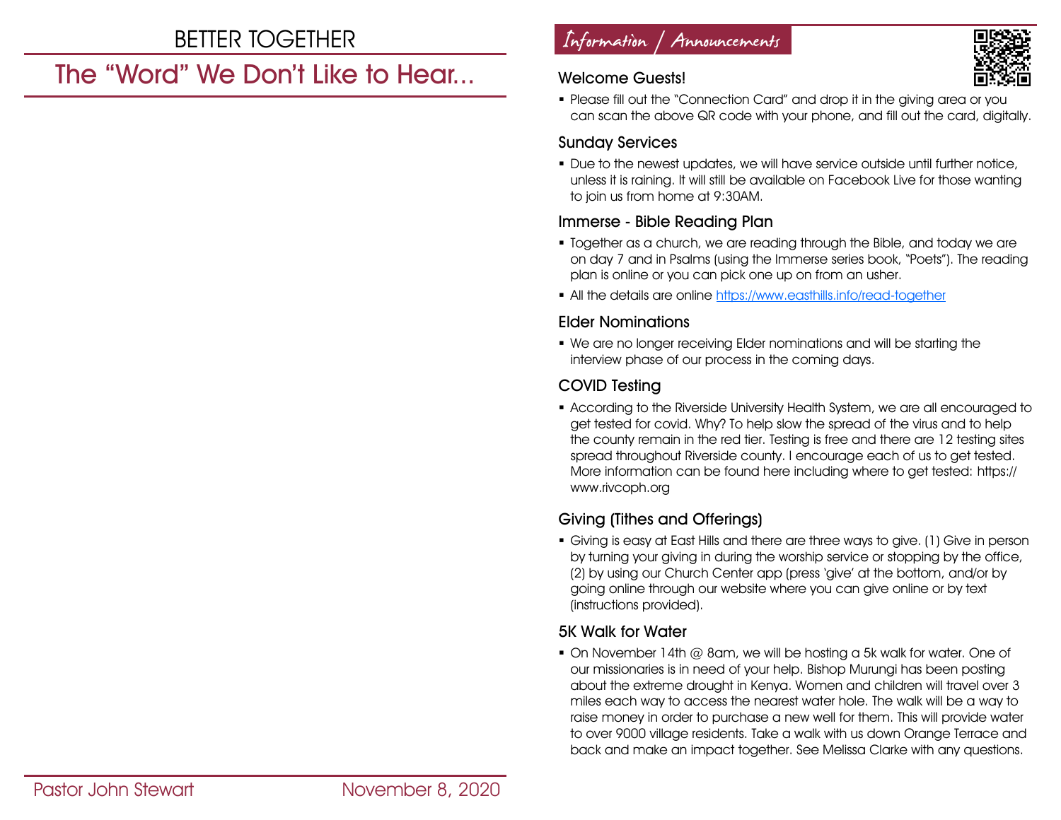# BETTER TOGETHER

## The “Word” We Don’t Like to Hear...

Pastor John Stewart

November 8, 2020

## Information / Announcements

### Welcome Guests!

- Please fill out the “Connection Card” and drop it in the giving area or you can scan the above QR code with your phone, and fill out the card, digitally.

### Sunday Services

- Due to the newest updates, we will have service outside until further notice, unless it is raining. It will still be available on Facebook Live for those wanting to join us from home at 9:30AM.

### Immerse - Bible Reading Plan

- Together as a church, we are reading through the Bible, and today we are on day 7 and in Psalms (using the Immerse series book, “Poets”). The reading plan is online or you can pick one up on from an usher.
- All the details are online https://www.easthills.info/read-together

### Elder Nominations

- We are no longer receiving Elder nominations and will be starting the interview phase of our process in the coming days.

### COVID Testing

- According to the Riverside University Health System, we are all encouraged to get tested for covid. Why? To help slow the spread of the virus and to help the county remain in the red tier. Testing is free and there are 12 testing sites spread throughout Riverside county. I encourage each of us to get tested. More information can be found here including where to get tested: https://www.rivcoph.org

### Giving (Tithes and Offerings)

- Giving is easy at East Hills and there are three ways to give. (1) Give in person by turning your giving in during the worship service or stopping by the office, (2) by using our Church Center app (press ‘give’ at the bottom, and/or by going online through our website where you can give online or by text (instructions provided).

### 5K Walk for Water

- On November 14th @ 8am, we will be hosting a 5k walk for water. One of our missionaries is in need of your help. Bishop Murungi has been posting about the extreme drought in Kenya. Women and children will travel over 3 miles each way to access the nearest water hole. The walk will be a way to raise money in order to purchase a new well for them. This will provide water to over 9000 village residents. Take a walk with us down Orange Terrace and back and make an impact together. See Melissa Clarke with any questions.